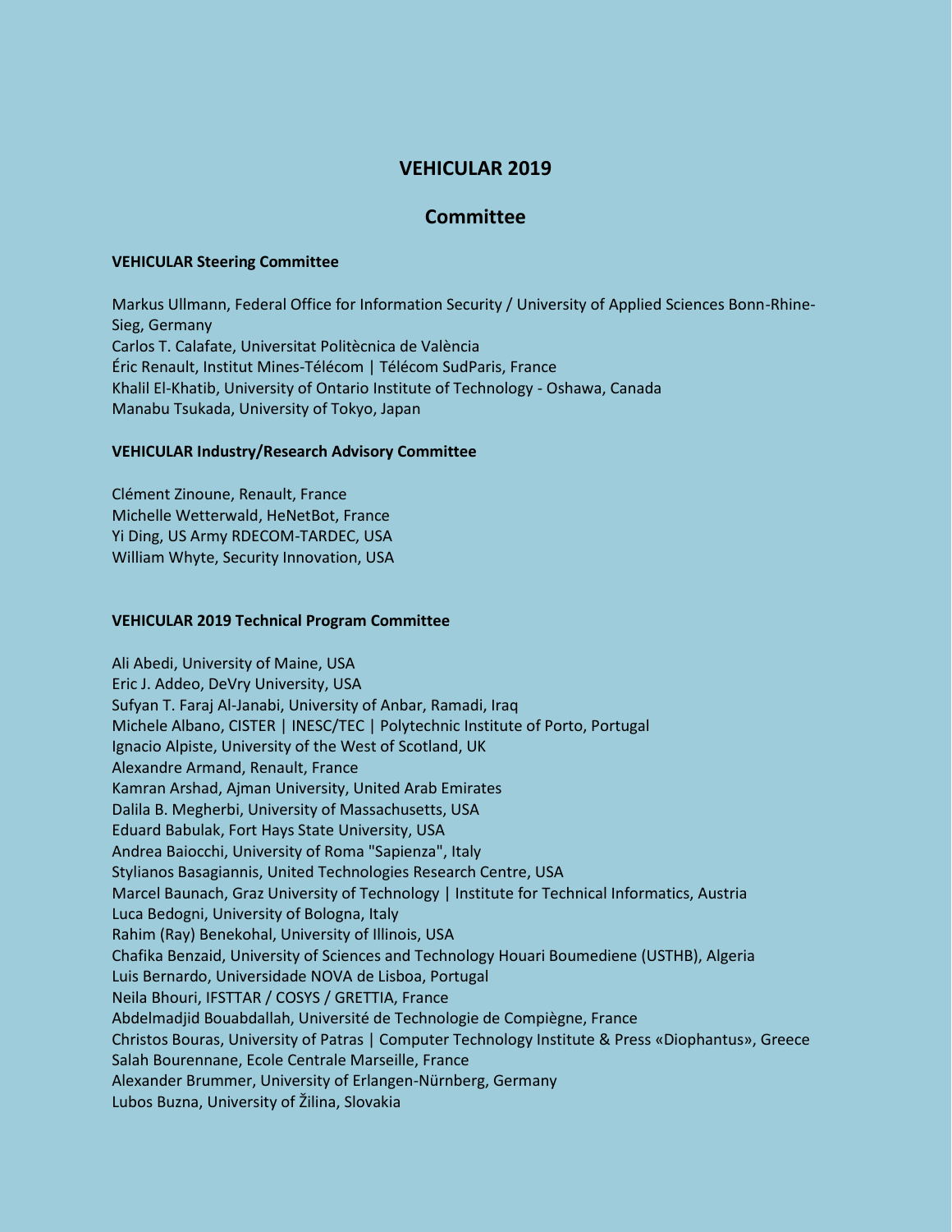# VEHICULAR 2019

## Committee

### VEHICULAR Steering Committee

Markus Ullmann, Federal Office for Information Security / University of Applied Sciences Bonn-Rhine-Sieg, Germany
Carlos T. Calafate, Universitat Politècnica de València
Éric Renault, Institut Mines-Télécom | Télécom SudParis, France
Khalil El-Khatib, University of Ontario Institute of Technology - Oshawa, Canada
Manabu Tsukada, University of Tokyo, Japan

### VEHICULAR Industry/Research Advisory Committee

Clément Zinoune, Renault, France
Michelle Wetterwald, HeNetBot, France
Yi Ding, US Army RDECOM-TARDEC, USA
William Whyte, Security Innovation, USA

### VEHICULAR 2019 Technical Program Committee

Ali Abedi, University of Maine, USA
Eric J. Addeo, DeVry University, USA
Sufyan T. Faraj Al-Janabi, University of Anbar, Ramadi, Iraq
Michele Albano, CISTER | INESC/TEC | Polytechnic Institute of Porto, Portugal
Ignacio Alpiste, University of the West of Scotland, UK
Alexandre Armand, Renault, France
Kamran Arshad, Ajman University, United Arab Emirates
Dalila B. Megherbi, University of Massachusetts, USA
Eduard Babulak, Fort Hays State University, USA
Andrea Baiocchi, University of Roma "Sapienza", Italy
Stylianos Basagiannis, United Technologies Research Centre, USA
Marcel Baunach, Graz University of Technology | Institute for Technical Informatics, Austria
Luca Bedogni, University of Bologna, Italy
Rahim (Ray) Benekohal, University of Illinois, USA
Chafika Benzaid, University of Sciences and Technology Houari Boumediene (USTHB), Algeria
Luis Bernardo, Universidade NOVA de Lisboa, Portugal
Neila Bhouri, IFSTTAR / COSYS / GRETTIA, France
Abdelmadjid Bouabdallah, Université de Technologie de Compiègne, France
Christos Bouras, University of Patras | Computer Technology Institute & Press «Diophantus», Greece
Salah Bourennane, Ecole Centrale Marseille, France
Alexander Brummer, University of Erlangen-Nürnberg, Germany
Lubos Buzna, University of Žilina, Slovakia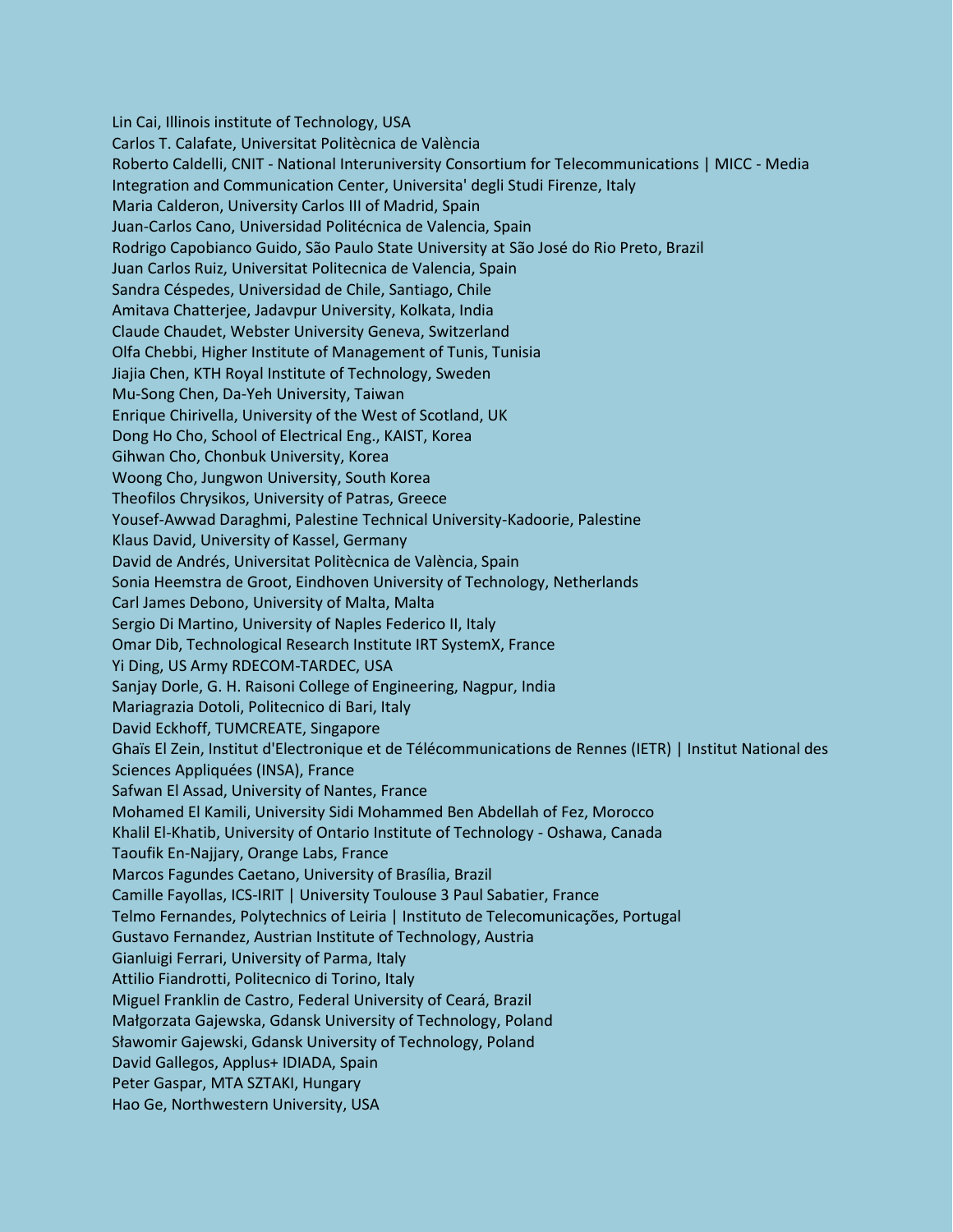Lin Cai, Illinois institute of Technology, USA
Carlos T. Calafate, Universitat Politècnica de València
Roberto Caldelli, CNIT - National Interuniversity Consortium for Telecommunications | MICC - Media Integration and Communication Center, Universita' degli Studi Firenze, Italy
Maria Calderon, University Carlos III of Madrid, Spain
Juan-Carlos Cano, Universidad Politécnica de Valencia, Spain
Rodrigo Capobianco Guido, São Paulo State University at São José do Rio Preto, Brazil
Juan Carlos Ruiz, Universitat Politecnica de Valencia, Spain
Sandra Céspedes, Universidad de Chile, Santiago, Chile
Amitava Chatterjee, Jadavpur University, Kolkata, India
Claude Chaudet, Webster University Geneva, Switzerland
Olfa Chebbi, Higher Institute of Management of Tunis, Tunisia
Jiajia Chen, KTH Royal Institute of Technology, Sweden
Mu-Song Chen, Da-Yeh University, Taiwan
Enrique Chirivella, University of the West of Scotland, UK
Dong Ho Cho, School of Electrical Eng., KAIST, Korea
Gihwan Cho, Chonbuk University, Korea
Woong Cho, Jungwon University, South Korea
Theofilos Chrysikos, University of Patras, Greece
Yousef-Awwad Daraghmi, Palestine Technical University-Kadoorie, Palestine
Klaus David, University of Kassel, Germany
David de Andrés, Universitat Politècnica de València, Spain
Sonia Heemstra de Groot, Eindhoven University of Technology, Netherlands
Carl James Debono, University of Malta, Malta
Sergio Di Martino, University of Naples Federico II, Italy
Omar Dib, Technological Research Institute IRT SystemX, France
Yi Ding, US Army RDECOM-TARDEC, USA
Sanjay Dorle, G. H. Raisoni College of Engineering, Nagpur, India
Mariagrazia Dotoli, Politecnico di Bari, Italy
David Eckhoff, TUMCREATE, Singapore
Ghaïs El Zein, Institut d'Electronique et de Télécommunications de Rennes (IETR) | Institut National des Sciences Appliquées (INSA), France
Safwan El Assad, University of Nantes, France
Mohamed El Kamili, University Sidi Mohammed Ben Abdellah of Fez, Morocco
Khalil El-Khatib, University of Ontario Institute of Technology - Oshawa, Canada
Taoufik En-Najjary, Orange Labs, France
Marcos Fagundes Caetano, University of Brasília, Brazil
Camille Fayollas, ICS-IRIT | University Toulouse 3 Paul Sabatier, France
Telmo Fernandes, Polytechnics of Leiria | Instituto de Telecomunicações, Portugal
Gustavo Fernandez, Austrian Institute of Technology, Austria
Gianluigi Ferrari, University of Parma, Italy
Attilio Fiandrotti, Politecnico di Torino, Italy
Miguel Franklin de Castro, Federal University of Ceará, Brazil
Małgorzata Gajewska, Gdansk University of Technology, Poland
Sławomir Gajewski, Gdansk University of Technology, Poland
David Gallegos, Applus+ IDIADA, Spain
Peter Gaspar, MTA SZTAKI, Hungary
Hao Ge, Northwestern University, USA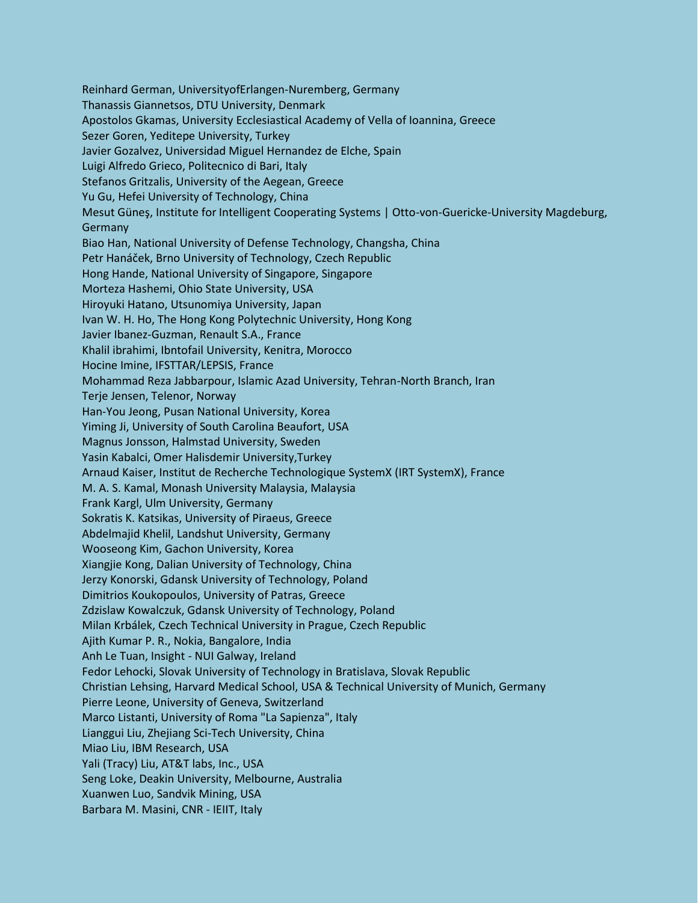Reinhard German, UniversityofErlangen-Nuremberg, Germany
Thanassis Giannetsos, DTU University, Denmark
Apostolos Gkamas, University Ecclesiastical Academy of Vella of Ioannina, Greece
Sezer Goren, Yeditepe University, Turkey
Javier Gozalvez, Universidad Miguel Hernandez de Elche, Spain
Luigi Alfredo Grieco, Politecnico di Bari, Italy
Stefanos Gritzalis, University of the Aegean, Greece
Yu Gu, Hefei University of Technology, China
Mesut Güneş, Institute for Intelligent Cooperating Systems | Otto-von-Guericke-University Magdeburg, Germany
Biao Han, National University of Defense Technology, Changsha, China
Petr Hanáček, Brno University of Technology, Czech Republic
Hong Hande, National University of Singapore, Singapore
Morteza Hashemi, Ohio State University, USA
Hiroyuki Hatano, Utsunomiya University, Japan
Ivan W. H. Ho, The Hong Kong Polytechnic University, Hong Kong
Javier Ibanez-Guzman, Renault S.A., France
Khalil ibrahimi, Ibntofail University, Kenitra, Morocco
Hocine Imine, IFSTTAR/LEPSIS, France
Mohammad Reza Jabbarpour, Islamic Azad University, Tehran-North Branch, Iran
Terje Jensen, Telenor, Norway
Han-You Jeong, Pusan National University, Korea
Yiming Ji, University of South Carolina Beaufort, USA
Magnus Jonsson, Halmstad University, Sweden
Yasin Kabalci, Omer Halisdemir University,Turkey
Arnaud Kaiser, Institut de Recherche Technologique SystemX (IRT SystemX), France
M. A. S. Kamal, Monash University Malaysia, Malaysia
Frank Kargl, Ulm University, Germany
Sokratis K. Katsikas, University of Piraeus, Greece
Abdelmajid Khelil, Landshut University, Germany
Wooseong Kim, Gachon University, Korea
Xiangjie Kong, Dalian University of Technology, China
Jerzy Konorski, Gdansk University of Technology, Poland
Dimitrios Koukopoulos, University of Patras, Greece
Zdzislaw Kowalczuk, Gdansk University of Technology, Poland
Milan Krbálek, Czech Technical University in Prague, Czech Republic
Ajith Kumar P. R., Nokia, Bangalore, India
Anh Le Tuan, Insight - NUI Galway, Ireland
Fedor Lehocki, Slovak University of Technology in Bratislava, Slovak Republic
Christian Lehsing, Harvard Medical School, USA & Technical University of Munich, Germany
Pierre Leone, University of Geneva, Switzerland
Marco Listanti, University of Roma "La Sapienza", Italy
Lianggui Liu, Zhejiang Sci-Tech University, China
Miao Liu, IBM Research, USA
Yali (Tracy) Liu, AT&T labs, Inc., USA
Seng Loke, Deakin University, Melbourne, Australia
Xuanwen Luo, Sandvik Mining, USA
Barbara M. Masini, CNR - IEIIT, Italy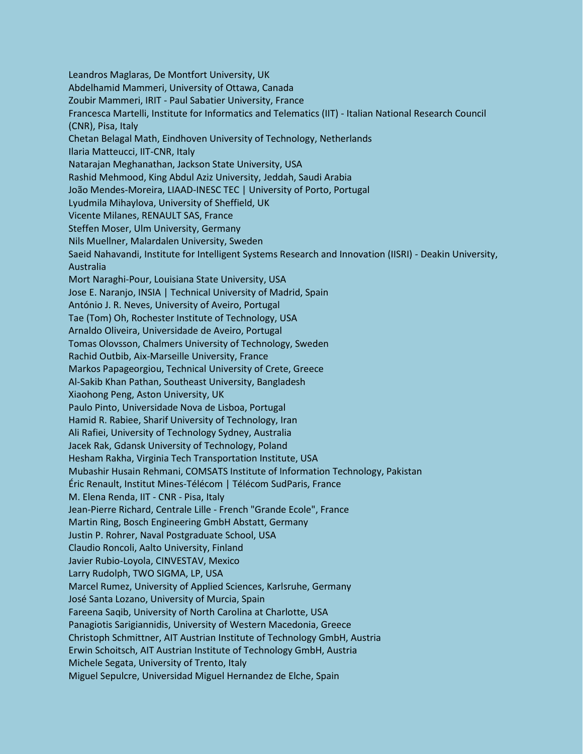Leandros Maglaras, De Montfort University, UK
Abdelhamid Mammeri, University of Ottawa, Canada
Zoubir Mammeri, IRIT - Paul Sabatier University, France
Francesca Martelli, Institute for Informatics and Telematics (IIT) - Italian National Research Council (CNR), Pisa, Italy
Chetan Belagal Math, Eindhoven University of Technology, Netherlands
Ilaria Matteucci, IIT-CNR, Italy
Natarajan Meghanathan, Jackson State University, USA
Rashid Mehmood, King Abdul Aziz University, Jeddah, Saudi Arabia
João Mendes-Moreira, LIAAD-INESC TEC | University of Porto, Portugal
Lyudmila Mihaylova, University of Sheffield, UK
Vicente Milanes, RENAULT SAS, France
Steffen Moser, Ulm University, Germany
Nils Muellner, Malardalen University, Sweden
Saeid Nahavandi, Institute for Intelligent Systems Research and Innovation (IISRI) - Deakin University, Australia
Mort Naraghi-Pour, Louisiana State University, USA
Jose E. Naranjo, INSIA | Technical University of Madrid, Spain
António J. R. Neves, University of Aveiro, Portugal
Tae (Tom) Oh, Rochester Institute of Technology, USA
Arnaldo Oliveira, Universidade de Aveiro, Portugal
Tomas Olovsson, Chalmers University of Technology, Sweden
Rachid Outbib, Aix-Marseille University, France
Markos Papageorgiou, Technical University of Crete, Greece
Al-Sakib Khan Pathan, Southeast University, Bangladesh
Xiaohong Peng, Aston University, UK
Paulo Pinto, Universidade Nova de Lisboa, Portugal
Hamid R. Rabiee, Sharif University of Technology, Iran
Ali Rafiei, University of Technology Sydney, Australia
Jacek Rak, Gdansk University of Technology, Poland
Hesham Rakha, Virginia Tech Transportation Institute, USA
Mubashir Husain Rehmani, COMSATS Institute of Information Technology, Pakistan
Éric Renault, Institut Mines-Télécom | Télécom SudParis, France
M. Elena Renda, IIT - CNR - Pisa, Italy
Jean-Pierre Richard, Centrale Lille - French "Grande Ecole", France
Martin Ring, Bosch Engineering GmbH Abstatt, Germany
Justin P. Rohrer, Naval Postgraduate School, USA
Claudio Roncoli, Aalto University, Finland
Javier Rubio-Loyola, CINVESTAV, Mexico
Larry Rudolph, TWO SIGMA, LP, USA
Marcel Rumez, University of Applied Sciences, Karlsruhe, Germany
José Santa Lozano, University of Murcia, Spain
Fareena Saqib, University of North Carolina at Charlotte, USA
Panagiotis Sarigiannidis, University of Western Macedonia, Greece
Christoph Schmittner, AIT Austrian Institute of Technology GmbH, Austria
Erwin Schoitsch, AIT Austrian Institute of Technology GmbH, Austria
Michele Segata, University of Trento, Italy
Miguel Sepulcre, Universidad Miguel Hernandez de Elche, Spain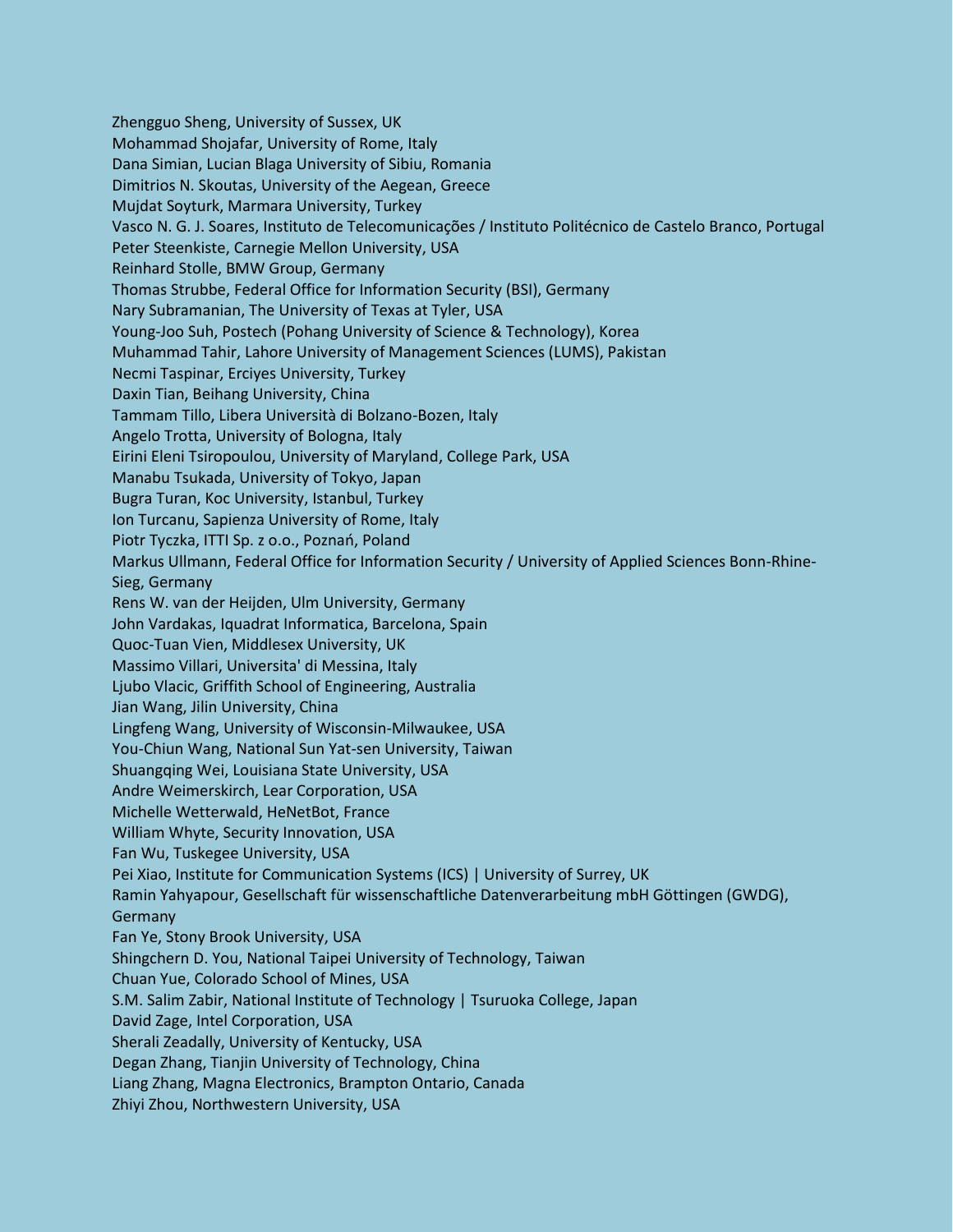Zhengguo Sheng, University of Sussex, UK
Mohammad Shojafar, University of Rome, Italy
Dana Simian, Lucian Blaga University of Sibiu, Romania
Dimitrios N. Skoutas, University of the Aegean, Greece
Mujdat Soyturk, Marmara University, Turkey
Vasco N. G. J. Soares, Instituto de Telecomunicações / Instituto Politécnico de Castelo Branco, Portugal
Peter Steenkiste, Carnegie Mellon University, USA
Reinhard Stolle, BMW Group, Germany
Thomas Strubbe, Federal Office for Information Security (BSI), Germany
Nary Subramanian, The University of Texas at Tyler, USA
Young-Joo Suh, Postech (Pohang University of Science & Technology), Korea
Muhammad Tahir, Lahore University of Management Sciences (LUMS), Pakistan
Necmi Taspinar, Erciyes University, Turkey
Daxin Tian, Beihang University, China
Tammam Tillo, Libera Università di Bolzano-Bozen, Italy
Angelo Trotta, University of Bologna, Italy
Eirini Eleni Tsiropoulou, University of Maryland, College Park, USA
Manabu Tsukada, University of Tokyo, Japan
Bugra Turan, Koc University, Istanbul, Turkey
Ion Turcanu, Sapienza University of Rome, Italy
Piotr Tyczka, ITTI Sp. z o.o., Poznań, Poland
Markus Ullmann, Federal Office for Information Security / University of Applied Sciences Bonn-Rhine-Sieg, Germany
Rens W. van der Heijden, Ulm University, Germany
John Vardakas, Iquadrat Informatica, Barcelona, Spain
Quoc-Tuan Vien, Middlesex University, UK
Massimo Villari, Universita' di Messina, Italy
Ljubo Vlacic, Griffith School of Engineering, Australia
Jian Wang, Jilin University, China
Lingfeng Wang, University of Wisconsin-Milwaukee, USA
You-Chiun Wang, National Sun Yat-sen University, Taiwan
Shuangqing Wei, Louisiana State University, USA
Andre Weimerskirch, Lear Corporation, USA
Michelle Wetterwald, HeNetBot, France
William Whyte, Security Innovation, USA
Fan Wu, Tuskegee University, USA
Pei Xiao, Institute for Communication Systems (ICS) | University of Surrey, UK
Ramin Yahyapour, Gesellschaft für wissenschaftliche Datenverarbeitung mbH Göttingen (GWDG), Germany
Fan Ye, Stony Brook University, USA
Shingchern D. You, National Taipei University of Technology, Taiwan
Chuan Yue, Colorado School of Mines, USA
S.M. Salim Zabir, National Institute of Technology | Tsuruoka College, Japan
David Zage, Intel Corporation, USA
Sherali Zeadally, University of Kentucky, USA
Degan Zhang, Tianjin University of Technology, China
Liang Zhang, Magna Electronics, Brampton Ontario, Canada
Zhiyi Zhou, Northwestern University, USA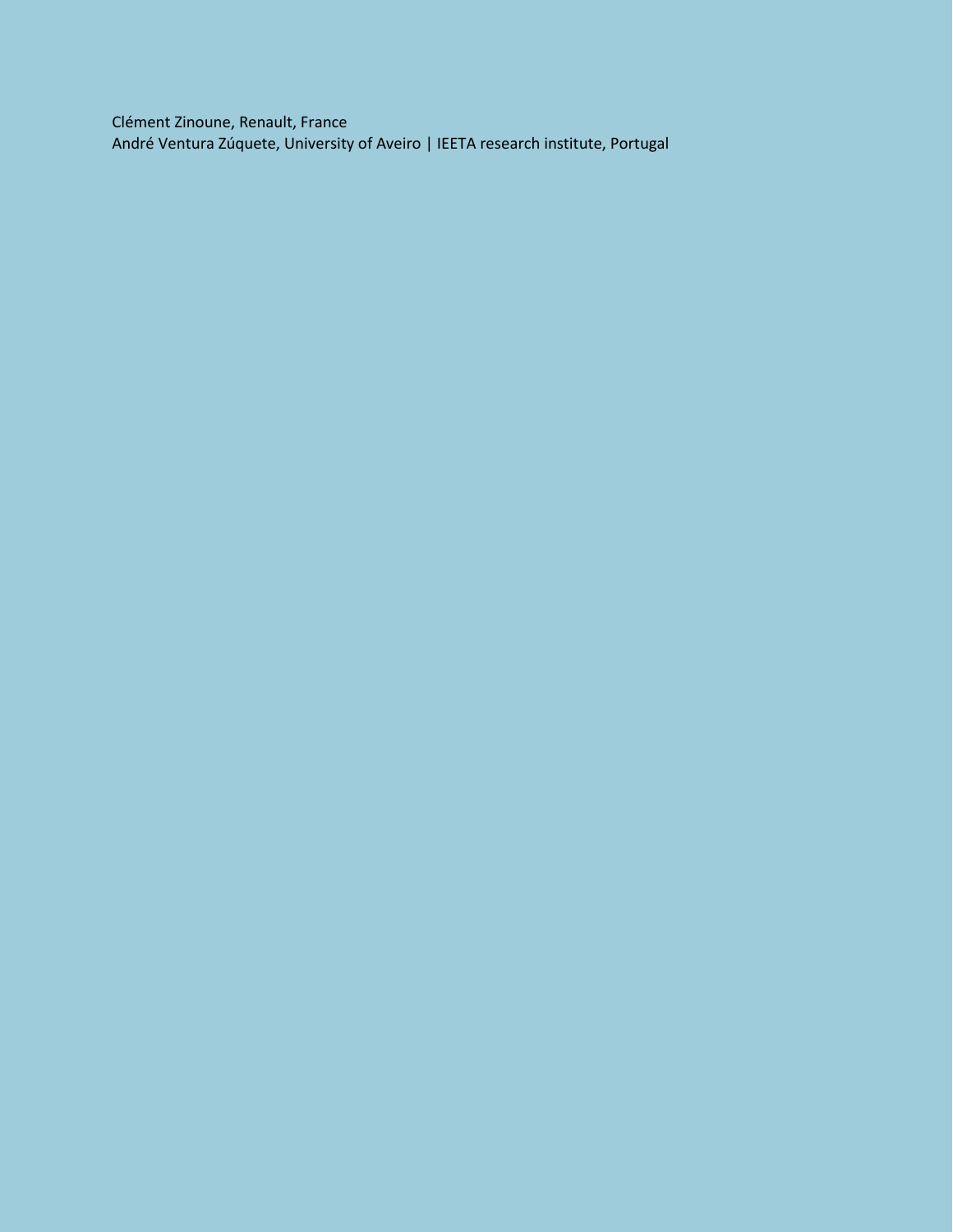Clément Zinoune, Renault, France
André Ventura Zúquete, University of Aveiro | IEETA research institute, Portugal